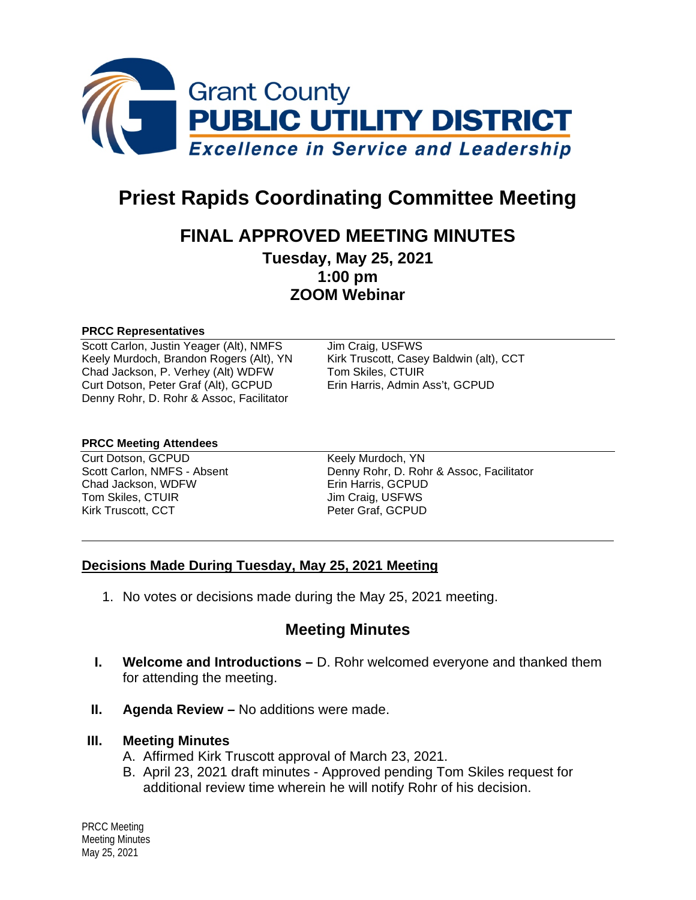# Priest Rapids Coordinating Committee Meeting

## FINAL APPROVED MEETING MINUTES

### Tuesday, May 25, 2021
### 1:00 pm
### ZOOM Webinar

**PRCC Representatives**

Scott Carlon, Justin Yeager (Alt), NMFS
Keely Murdoch, Brandon Rogers (Alt), YN
Chad Jackson, P. Verhey (Alt) WDFW
Curt Dotson, Peter Graf (Alt), GCPUD
Denny Rohr, D. Rohr & Assoc, Facilitator
Jim Craig, USFWS
Kirk Truscott, Casey Baldwin (alt), CCT
Tom Skiles, CTUIR
Erin Harris, Admin Ass't, GCPUD

**PRCC Meeting Attendees**

Curt Dotson, GCPUD
Scott Carlon, NMFS - Absent
Chad Jackson, WDFW
Tom Skiles, CTUIR
Kirk Truscott, CCT
Keely Murdoch, YN
Denny Rohr, D. Rohr & Assoc, Facilitator
Erin Harris, GCPUD
Jim Craig, USFWS
Peter Graf, GCPUD

## Decisions Made During Tuesday, May 25, 2021 Meeting

1. No votes or decisions made during the May 25, 2021 meeting.

## Meeting Minutes

**I. Welcome and Introductions –** D. Rohr welcomed everyone and thanked them for attending the meeting.

**II. Agenda Review –** No additions were made.

**III. Meeting Minutes**

A. Affirmed Kirk Truscott approval of March 23, 2021.

B. April 23, 2021 draft minutes - Approved pending Tom Skiles request for additional review time wherein he will notify Rohr of his decision.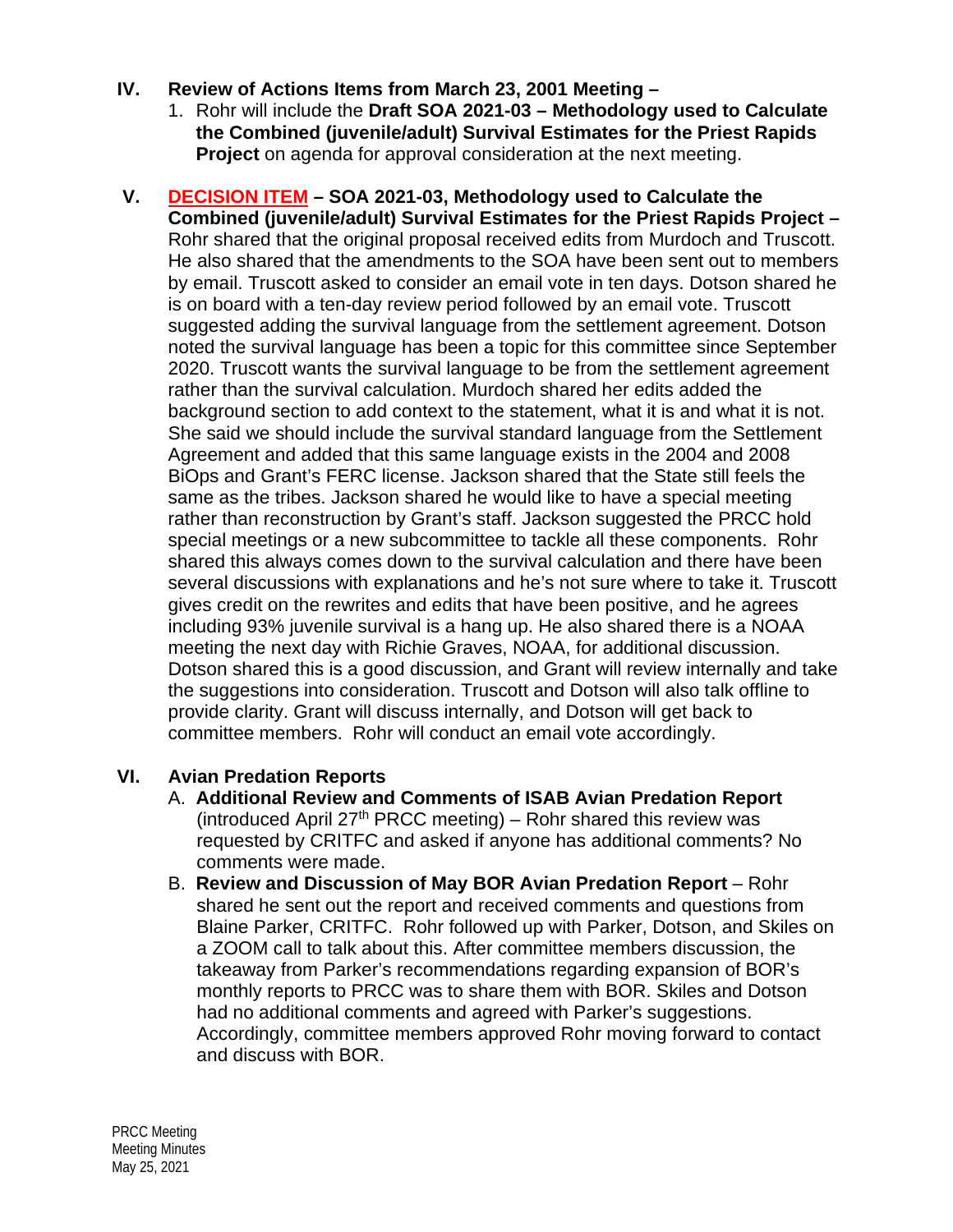## IV. Review of Actions Items from March 23, 2001 Meeting –

1. Rohr will include the **Draft SOA 2021-03 – Methodology used to Calculate the Combined (juvenile/adult) Survival Estimates for the Priest Rapids Project** on agenda for approval consideration at the next meeting.

## V. DECISION ITEM – SOA 2021-03, Methodology used to Calculate the Combined (juvenile/adult) Survival Estimates for the Priest Rapids Project –

Rohr shared that the original proposal received edits from Murdoch and Truscott. He also shared that the amendments to the SOA have been sent out to members by email. Truscott asked to consider an email vote in ten days. Dotson shared he is on board with a ten-day review period followed by an email vote. Truscott suggested adding the survival language from the settlement agreement. Dotson noted the survival language has been a topic for this committee since September 2020. Truscott wants the survival language to be from the settlement agreement rather than the survival calculation. Murdoch shared her edits added the background section to add context to the statement, what it is and what it is not. She said we should include the survival standard language from the Settlement Agreement and added that this same language exists in the 2004 and 2008 BiOps and Grant's FERC license. Jackson shared that the State still feels the same as the tribes. Jackson shared he would like to have a special meeting rather than reconstruction by Grant's staff. Jackson suggested the PRCC hold special meetings or a new subcommittee to tackle all these components. Rohr shared this always comes down to the survival calculation and there have been several discussions with explanations and he's not sure where to take it. Truscott gives credit on the rewrites and edits that have been positive, and he agrees including 93% juvenile survival is a hang up. He also shared there is a NOAA meeting the next day with Richie Graves, NOAA, for additional discussion. Dotson shared this is a good discussion, and Grant will review internally and take the suggestions into consideration. Truscott and Dotson will also talk offline to provide clarity. Grant will discuss internally, and Dotson will get back to committee members. Rohr will conduct an email vote accordingly.

## VI. Avian Predation Reports

A. **Additional Review and Comments of ISAB Avian Predation Report** (introduced April 27th PRCC meeting) – Rohr shared this review was requested by CRITFC and asked if anyone has additional comments? No comments were made.

B. **Review and Discussion of May BOR Avian Predation Report** – Rohr shared he sent out the report and received comments and questions from Blaine Parker, CRITFC. Rohr followed up with Parker, Dotson, and Skiles on a ZOOM call to talk about this. After committee members discussion, the takeaway from Parker's recommendations regarding expansion of BOR's monthly reports to PRCC was to share them with BOR. Skiles and Dotson had no additional comments and agreed with Parker's suggestions. Accordingly, committee members approved Rohr moving forward to contact and discuss with BOR.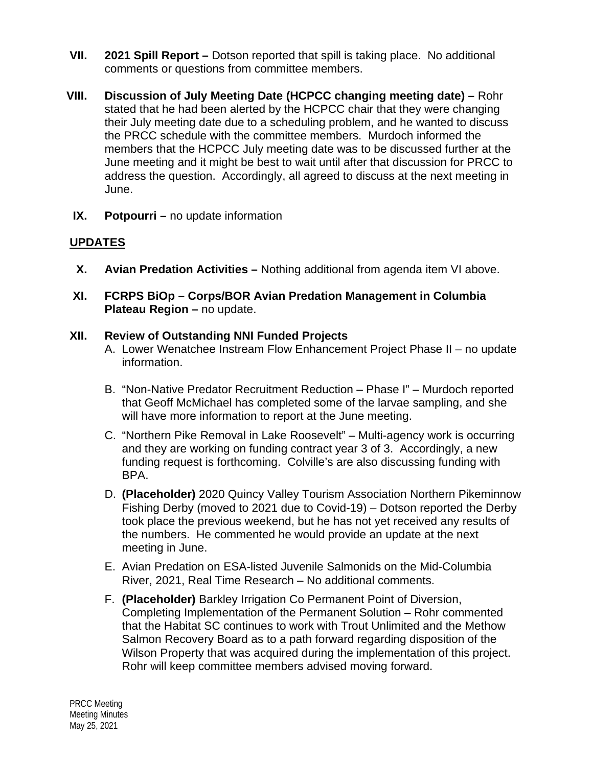**VII. 2021 Spill Report –** Dotson reported that spill is taking place. No additional comments or questions from committee members.

**VIII. Discussion of July Meeting Date (HCPCC changing meeting date) –** Rohr stated that he had been alerted by the HCPCC chair that they were changing their July meeting date due to a scheduling problem, and he wanted to discuss the PRCC schedule with the committee members. Murdoch informed the members that the HCPCC July meeting date was to be discussed further at the June meeting and it might be best to wait until after that discussion for PRCC to address the question. Accordingly, all agreed to discuss at the next meeting in June.

**IX. Potpourri –** no update information

## UPDATES

**X. Avian Predation Activities –** Nothing additional from agenda item VI above.

**XI. FCRPS BiOp – Corps/BOR Avian Predation Management in Columbia Plateau Region –** no update.

**XII. Review of Outstanding NNI Funded Projects**

A. Lower Wenatchee Instream Flow Enhancement Project Phase II – no update information.

B. "Non-Native Predator Recruitment Reduction – Phase I" – Murdoch reported that Geoff McMichael has completed some of the larvae sampling, and she will have more information to report at the June meeting.

C. "Northern Pike Removal in Lake Roosevelt" – Multi-agency work is occurring and they are working on funding contract year 3 of 3. Accordingly, a new funding request is forthcoming. Colville's are also discussing funding with BPA.

D. **(Placeholder)** 2020 Quincy Valley Tourism Association Northern Pikeminnow Fishing Derby (moved to 2021 due to Covid-19) – Dotson reported the Derby took place the previous weekend, but he has not yet received any results of the numbers. He commented he would provide an update at the next meeting in June.

E. Avian Predation on ESA-listed Juvenile Salmonids on the Mid-Columbia River, 2021, Real Time Research – No additional comments.

F. **(Placeholder)** Barkley Irrigation Co Permanent Point of Diversion, Completing Implementation of the Permanent Solution – Rohr commented that the Habitat SC continues to work with Trout Unlimited and the Methow Salmon Recovery Board as to a path forward regarding disposition of the Wilson Property that was acquired during the implementation of this project. Rohr will keep committee members advised moving forward.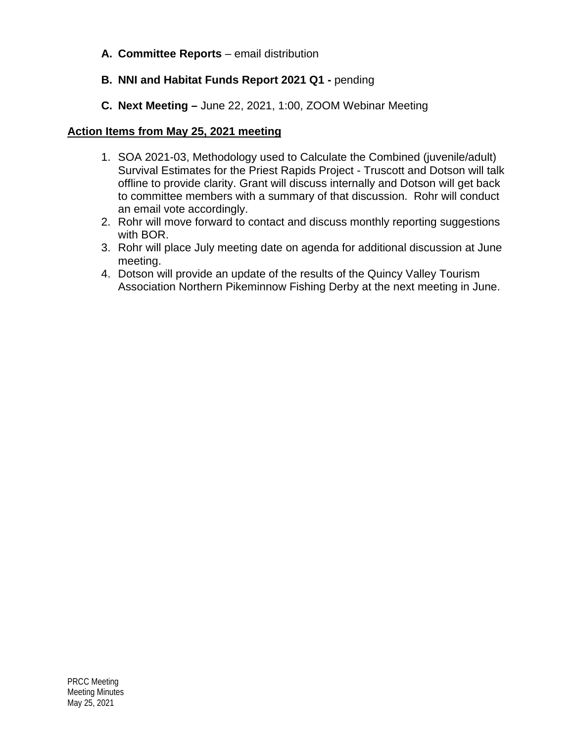A. **Committee Reports** – email distribution

B. **NNI and Habitat Funds Report 2021 Q1 -** pending

C. **Next Meeting –** June 22, 2021, 1:00, ZOOM Webinar Meeting

**Action Items from May 25, 2021 meeting**

1. SOA 2021-03, Methodology used to Calculate the Combined (juvenile/adult) Survival Estimates for the Priest Rapids Project - Truscott and Dotson will talk offline to provide clarity. Grant will discuss internally and Dotson will get back to committee members with a summary of that discussion. Rohr will conduct an email vote accordingly.
2. Rohr will move forward to contact and discuss monthly reporting suggestions with BOR.
3. Rohr will place July meeting date on agenda for additional discussion at June meeting.
4. Dotson will provide an update of the results of the Quincy Valley Tourism Association Northern Pikeminnow Fishing Derby at the next meeting in June.